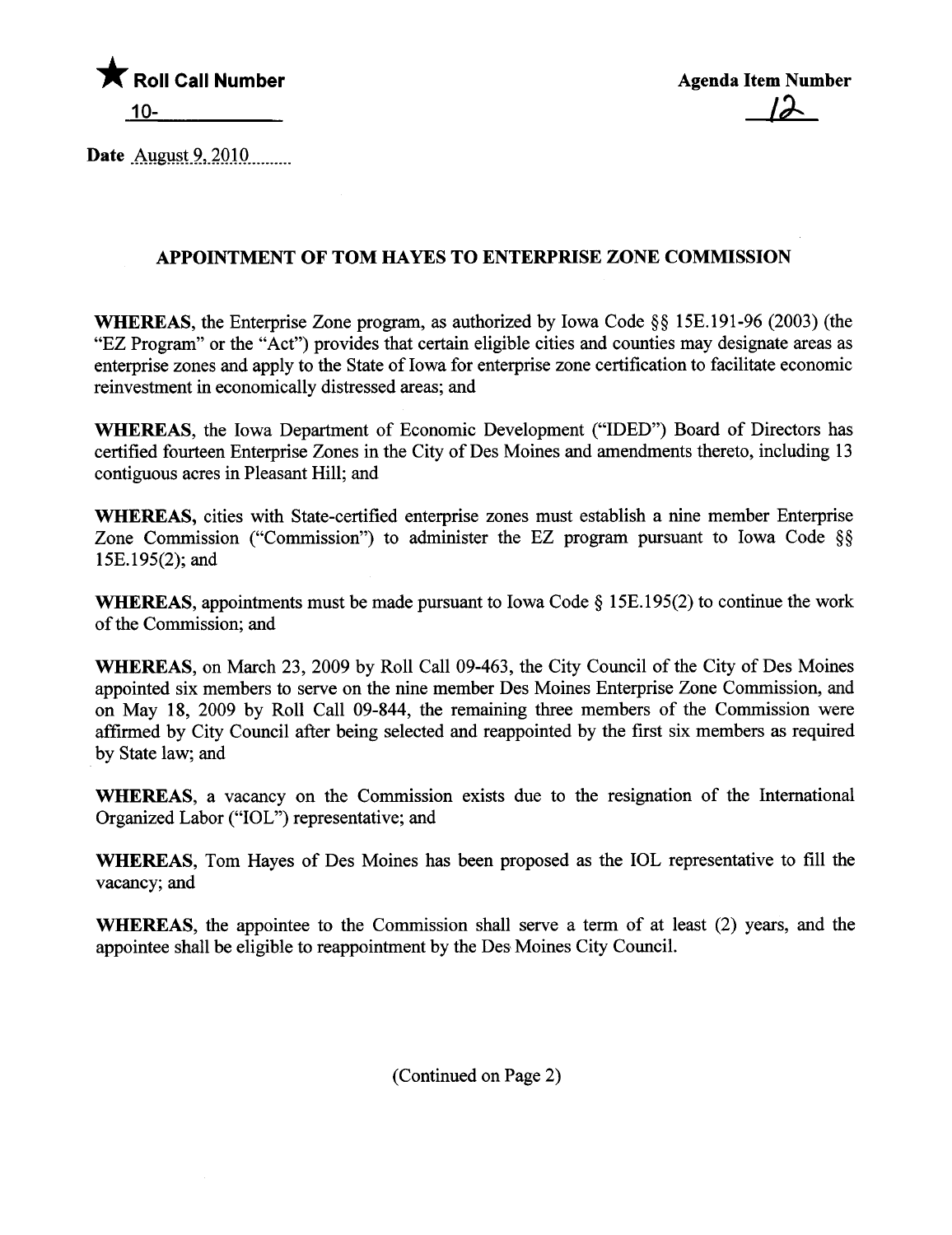★ **Roll Call Number**

10-\_\_\_\_\_\_\_\_\_\_

**Agenda Item Number**

12

**Date** August 9, 2010

## APPOINTMENT OF TOM HAYES TO ENTERPRISE ZONE COMMISSION

**WHEREAS**, the Enterprise Zone program, as authorized by Iowa Code §§ 15E.191-96 (2003) (the "EZ Program" or the "Act") provides that certain eligible cities and counties may designate areas as enterprise zones and apply to the State of Iowa for enterprise zone certification to facilitate economic reinvestment in economically distressed areas; and

**WHEREAS**, the Iowa Department of Economic Development ("IDED") Board of Directors has certified fourteen Enterprise Zones in the City of Des Moines and amendments thereto, including 13 contiguous acres in Pleasant Hill; and

**WHEREAS,** cities with State-certified enterprise zones must establish a nine member Enterprise Zone Commission ("Commission") to administer the EZ program pursuant to Iowa Code §§ 15E.195(2); and

**WHEREAS,** appointments must be made pursuant to Iowa Code § 15E.195(2) to continue the work of the Commission; and

**WHEREAS,** on March 23, 2009 by Roll Call 09-463, the City Council of the City of Des Moines appointed six members to serve on the nine member Des Moines Enterprise Zone Commission, and on May 18, 2009 by Roll Call 09-844, the remaining three members of the Commission were affirmed by City Council after being selected and reappointed by the first six members as required by State law; and

**WHEREAS,** a vacancy on the Commission exists due to the resignation of the International Organized Labor ("IOL") representative; and

**WHEREAS,** Tom Hayes of Des Moines has been proposed as the IOL representative to fill the vacancy; and

**WHEREAS,** the appointee to the Commission shall serve a term of at least (2) years, and the appointee shall be eligible to reappointment by the Des Moines City Council.

(Continued on Page 2)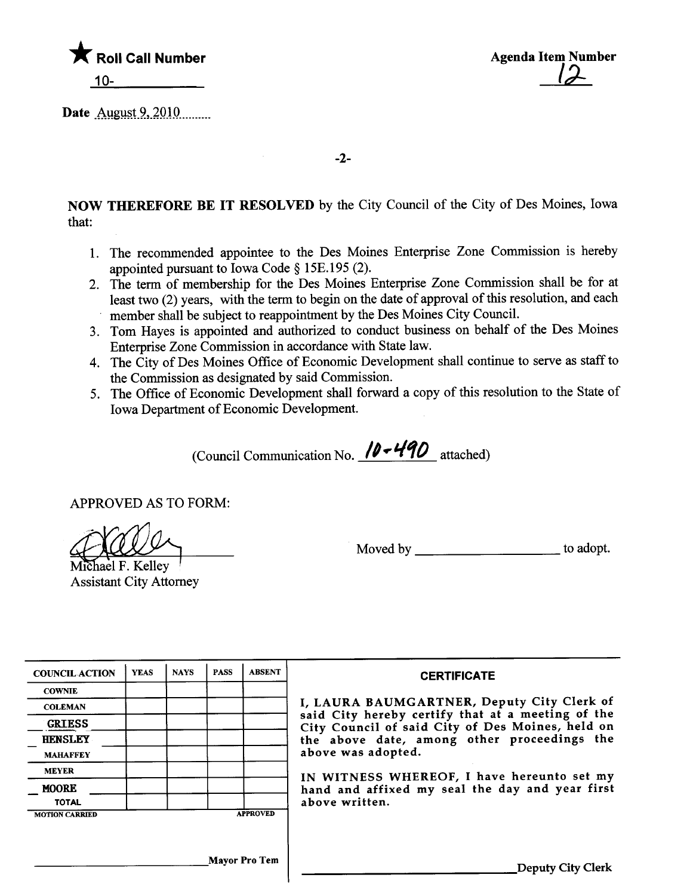★ **Roll Call Number**

10-\_\_\_\_\_\_\_\_\_\_\_\_

**Agenda Item Number**

12

**Date** August 9, 2010

-2-

**NOW THEREFORE BE IT RESOLVED** by the City Council of the City of Des Moines, Iowa that:

1. The recommended appointee to the Des Moines Enterprise Zone Commission is hereby appointed pursuant to Iowa Code § 15E.195 (2).
2. The term of membership for the Des Moines Enterprise Zone Commission shall be for at least two (2) years, with the term to begin on the date of approval of this resolution, and each member shall be subject to reappointment by the Des Moines City Council.
3. Tom Hayes is appointed and authorized to conduct business on behalf of the Des Moines Enterprise Zone Commission in accordance with State law.
4. The City of Des Moines Office of Economic Development shall continue to serve as staff to the Commission as designated by said Commission.
5. The Office of Economic Development shall forward a copy of this resolution to the State of Iowa Department of Economic Development.

(Council Communication No. 10-490 attached)

APPROVED AS TO FORM:

Michael F. Kelley
Assistant City Attorney

Moved by \_\_\_\_\_\_\_\_\_\_\_\_\_\_\_\_\_\_\_\_ to adopt.

| COUNCIL ACTION | YEAS | NAYS | PASS | ABSENT |
|---|---|---|---|---|
| COWNIE | | | | |
| COLEMAN | | | | |
| GRIESS | | | | |
| HENSLEY | | | | |
| MAHAFFEY | | | | |
| MEYER | | | | |
| MOORE | | | | |
| TOTAL | | | | |
| MOTION CARRIED | | | | APPROVED |

\_\_\_\_\_\_\_\_\_\_\_\_\_\_\_\_\_\_\_\_ Mayor Pro Tem

**CERTIFICATE**

I, LAURA BAUMGARTNER, Deputy City Clerk of said City hereby certify that at a meeting of the City Council of said City of Des Moines, held on the above date, among other proceedings the above was adopted.

IN WITNESS WHEREOF, I have hereunto set my hand and affixed my seal the day and year first above written.

\_\_\_\_\_\_\_\_\_\_\_\_\_\_\_\_\_\_\_\_ Deputy City Clerk